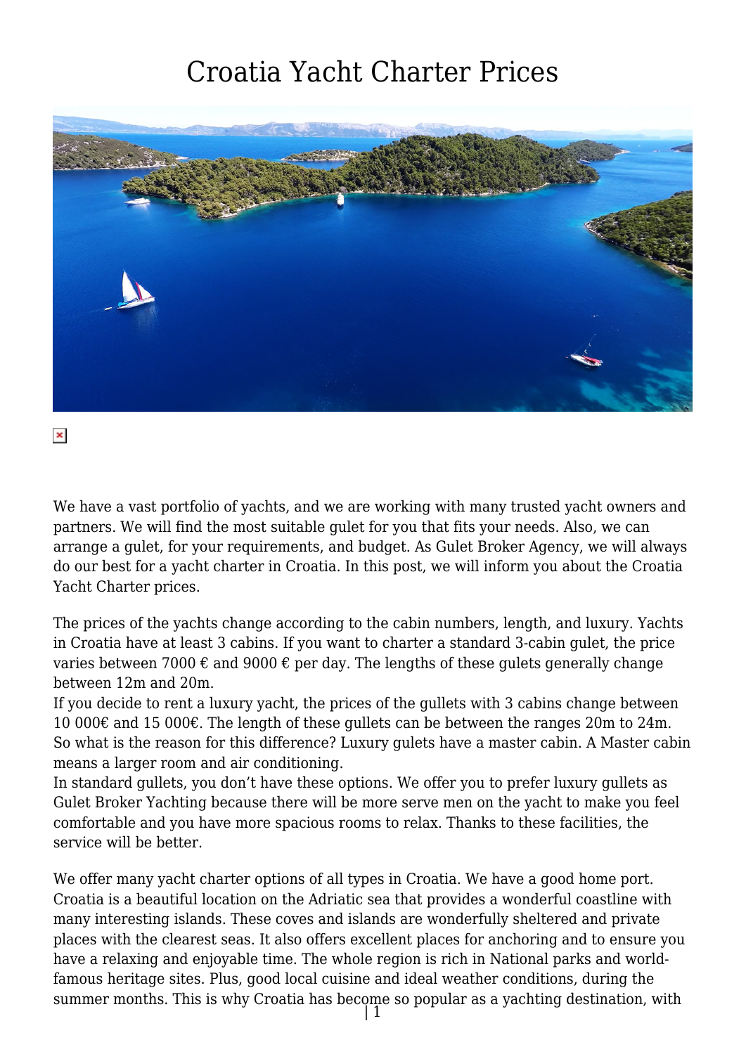# Croatia Yacht Charter Prices

We have a vast portfolio of yachts, and we are working with many trusted yacht owners and partners. We will find the most suitable gulet for you that fits your needs. Also, we can arrange a gulet, for your requirements, and budget. As Gulet Broker Agency, we will always do our best for a yacht charter in Croatia. In this post, we will inform you about the Croatia Yacht Charter prices.

The prices of the yachts change according to the cabin numbers, length, and luxury. Yachts in Croatia have at least 3 cabins. If you want to charter a standard 3-cabin gulet, the price varies between 7000 € and 9000 € per day. The lengths of these gulets generally change between 12m and 20m.
If you decide to rent a luxury yacht, the prices of the gullets with 3 cabins change between 10 000€ and 15 000€. The length of these gullets can be between the ranges 20m to 24m. So what is the reason for this difference? Luxury gulets have a master cabin. A Master cabin means a larger room and air conditioning.
In standard gullets, you don't have these options. We offer you to prefer luxury gullets as Gulet Broker Yachting because there will be more serve men on the yacht to make you feel comfortable and you have more spacious rooms to relax. Thanks to these facilities, the service will be better.

We offer many yacht charter options of all types in Croatia. We have a good home port. Croatia is a beautiful location on the Adriatic sea that provides a wonderful coastline with many interesting islands. These coves and islands are wonderfully sheltered and private places with the clearest seas. It also offers excellent places for anchoring and to ensure you have a relaxing and enjoyable time. The whole region is rich in National parks and world-famous heritage sites. Plus, good local cuisine and ideal weather conditions, during the summer months. This is why Croatia has become so popular as a yachting destination, with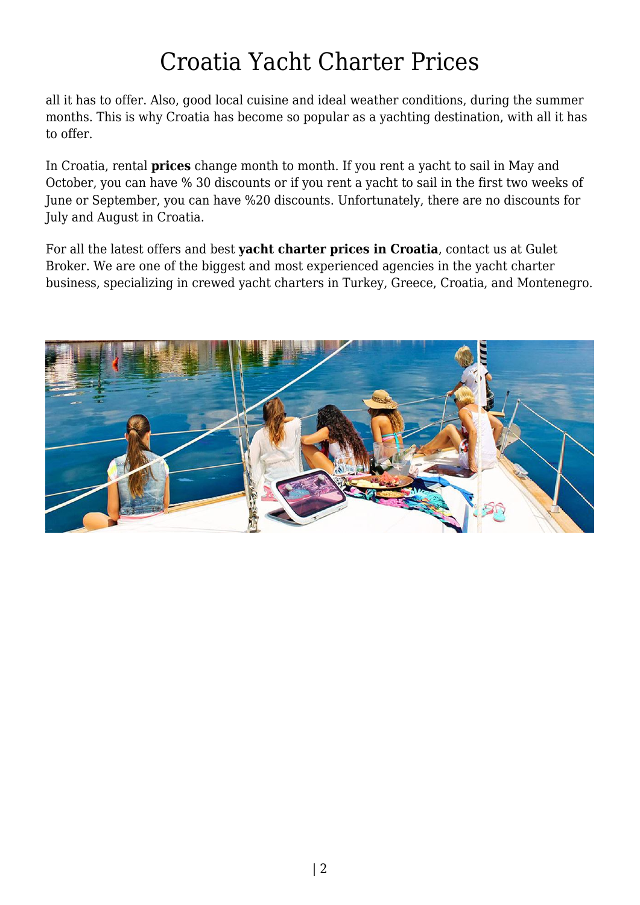all it has to offer. Also, good local cuisine and ideal weather conditions, during the summer months. This is why Croatia has become so popular as a yachting destination, with all it has to offer.

In Croatia, rental **prices** change month to month. If you rent a yacht to sail in May and October, you can have % 30 discounts or if you rent a yacht to sail in the first two weeks of June or September, you can have %20 discounts. Unfortunately, there are no discounts for July and August in Croatia.

For all the latest offers and best **yacht charter prices in Croatia**, contact us at Gulet Broker. We are one of the biggest and most experienced agencies in the yacht charter business, specializing in crewed yacht charters in Turkey, Greece, Croatia, and Montenegro.